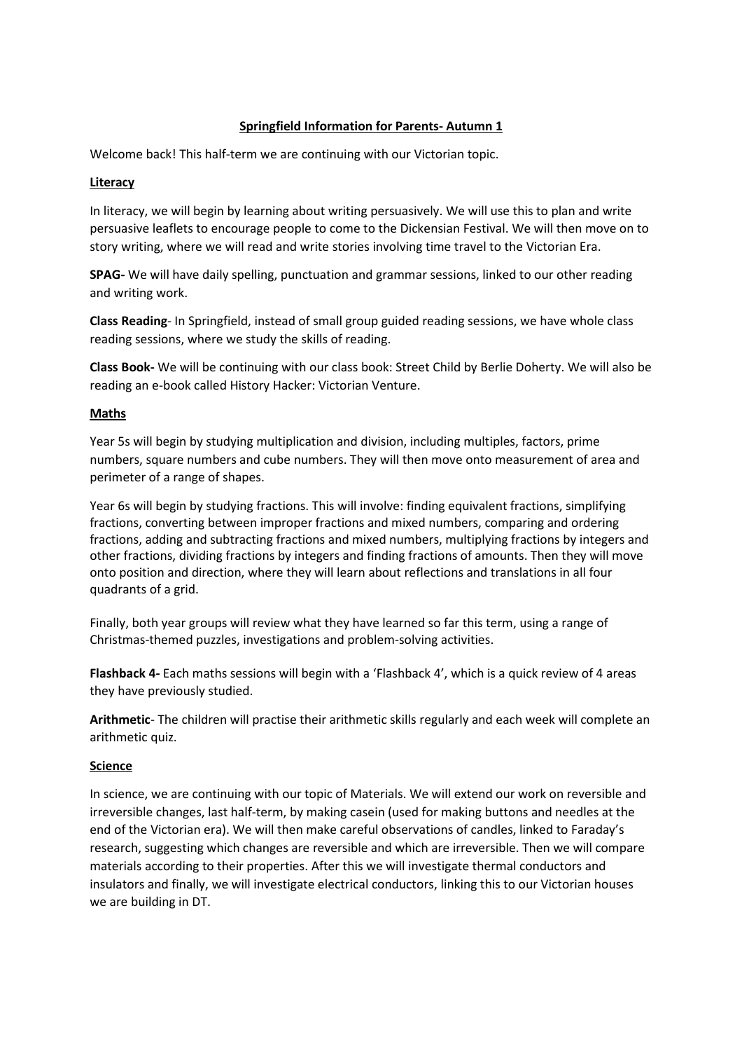# Springfield Information for Parents- Autumn 1

Welcome back! This half-term we are continuing with our Victorian topic.

## Literacy

In literacy, we will begin by learning about writing persuasively. We will use this to plan and write persuasive leaflets to encourage people to come to the Dickensian Festival. We will then move on to story writing, where we will read and write stories involving time travel to the Victorian Era.

**SPAG-** We will have daily spelling, punctuation and grammar sessions, linked to our other reading and writing work.

**Class Reading**- In Springfield, instead of small group guided reading sessions, we have whole class reading sessions, where we study the skills of reading.

**Class Book-** We will be continuing with our class book: Street Child by Berlie Doherty. We will also be reading an e-book called History Hacker: Victorian Venture.

## Maths

Year 5s will begin by studying multiplication and division, including multiples, factors, prime numbers, square numbers and cube numbers. They will then move onto measurement of area and perimeter of a range of shapes.

Year 6s will begin by studying fractions. This will involve: finding equivalent fractions, simplifying fractions, converting between improper fractions and mixed numbers, comparing and ordering fractions, adding and subtracting fractions and mixed numbers, multiplying fractions by integers and other fractions, dividing fractions by integers and finding fractions of amounts. Then they will move onto position and direction, where they will learn about reflections and translations in all four quadrants of a grid.

Finally, both year groups will review what they have learned so far this term, using a range of Christmas-themed puzzles, investigations and problem-solving activities.

**Flashback 4-** Each maths sessions will begin with a 'Flashback 4', which is a quick review of 4 areas they have previously studied.

**Arithmetic**- The children will practise their arithmetic skills regularly and each week will complete an arithmetic quiz.

## Science

In science, we are continuing with our topic of Materials. We will extend our work on reversible and irreversible changes, last half-term, by making casein (used for making buttons and needles at the end of the Victorian era). We will then make careful observations of candles, linked to Faraday's research, suggesting which changes are reversible and which are irreversible. Then we will compare materials according to their properties. After this we will investigate thermal conductors and insulators and finally, we will investigate electrical conductors, linking this to our Victorian houses we are building in DT.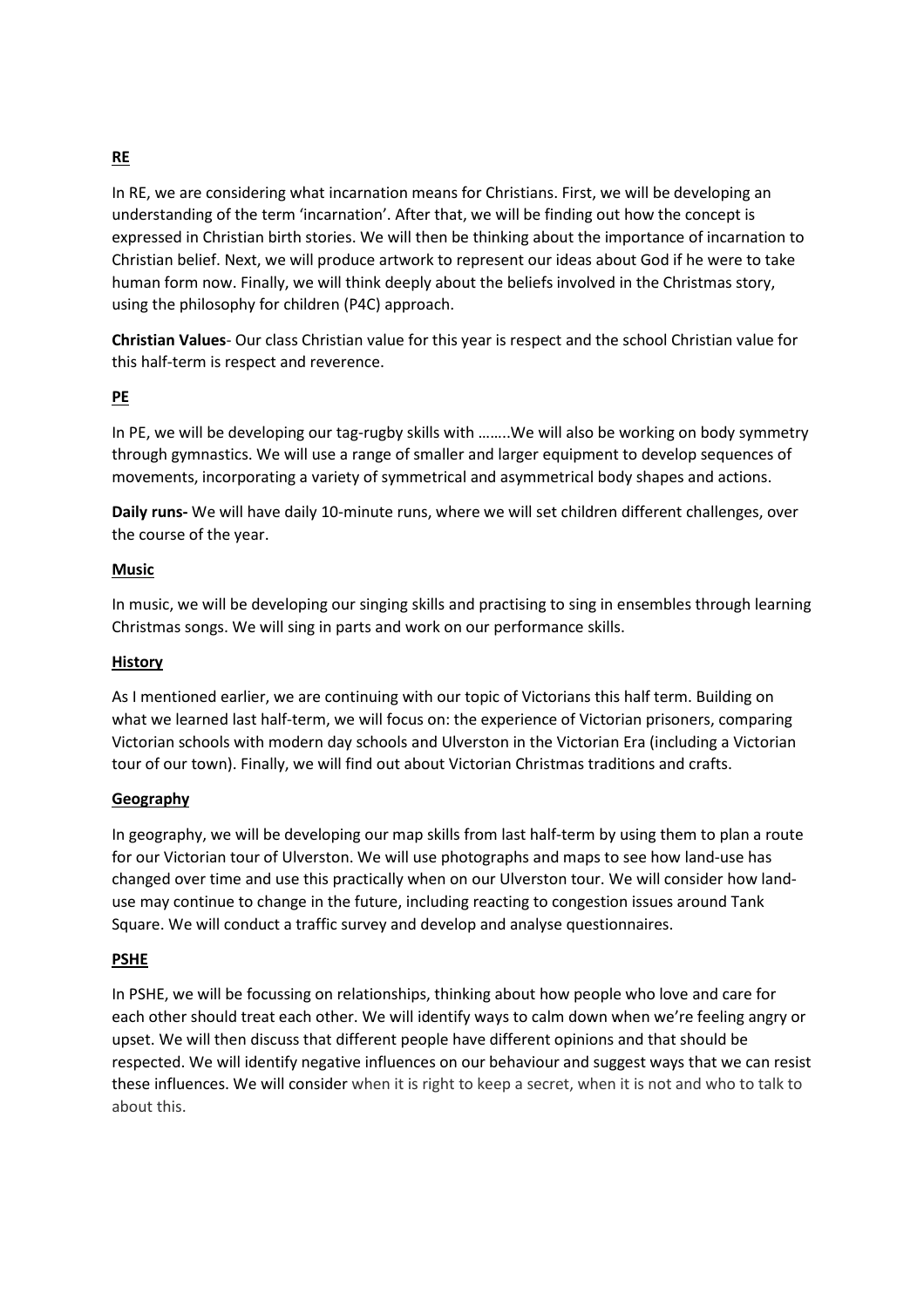## RE

In RE, we are considering what incarnation means for Christians. First, we will be developing an understanding of the term 'incarnation'. After that, we will be finding out how the concept is expressed in Christian birth stories. We will then be thinking about the importance of incarnation to Christian belief. Next, we will produce artwork to represent our ideas about God if he were to take human form now. Finally, we will think deeply about the beliefs involved in the Christmas story, using the philosophy for children (P4C) approach.

**Christian Values**- Our class Christian value for this year is respect and the school Christian value for this half-term is respect and reverence.

## PE

In PE, we will be developing our tag-rugby skills with ……..We will also be working on body symmetry through gymnastics. We will use a range of smaller and larger equipment to develop sequences of movements, incorporating a variety of symmetrical and asymmetrical body shapes and actions.

**Daily runs-** We will have daily 10-minute runs, where we will set children different challenges, over the course of the year.

## Music

In music, we will be developing our singing skills and practising to sing in ensembles through learning Christmas songs. We will sing in parts and work on our performance skills.

## History

As I mentioned earlier, we are continuing with our topic of Victorians this half term. Building on what we learned last half-term, we will focus on: the experience of Victorian prisoners, comparing Victorian schools with modern day schools and Ulverston in the Victorian Era (including a Victorian tour of our town). Finally, we will find out about Victorian Christmas traditions and crafts.

## Geography

In geography, we will be developing our map skills from last half-term by using them to plan a route for our Victorian tour of Ulverston. We will use photographs and maps to see how land-use has changed over time and use this practically when on our Ulverston tour. We will consider how land-use may continue to change in the future, including reacting to congestion issues around Tank Square. We will conduct a traffic survey and develop and analyse questionnaires.

## PSHE

In PSHE, we will be focussing on relationships, thinking about how people who love and care for each other should treat each other. We will identify ways to calm down when we're feeling angry or upset. We will then discuss that different people have different opinions and that should be respected. We will identify negative influences on our behaviour and suggest ways that we can resist these influences. We will consider when it is right to keep a secret, when it is not and who to talk to about this.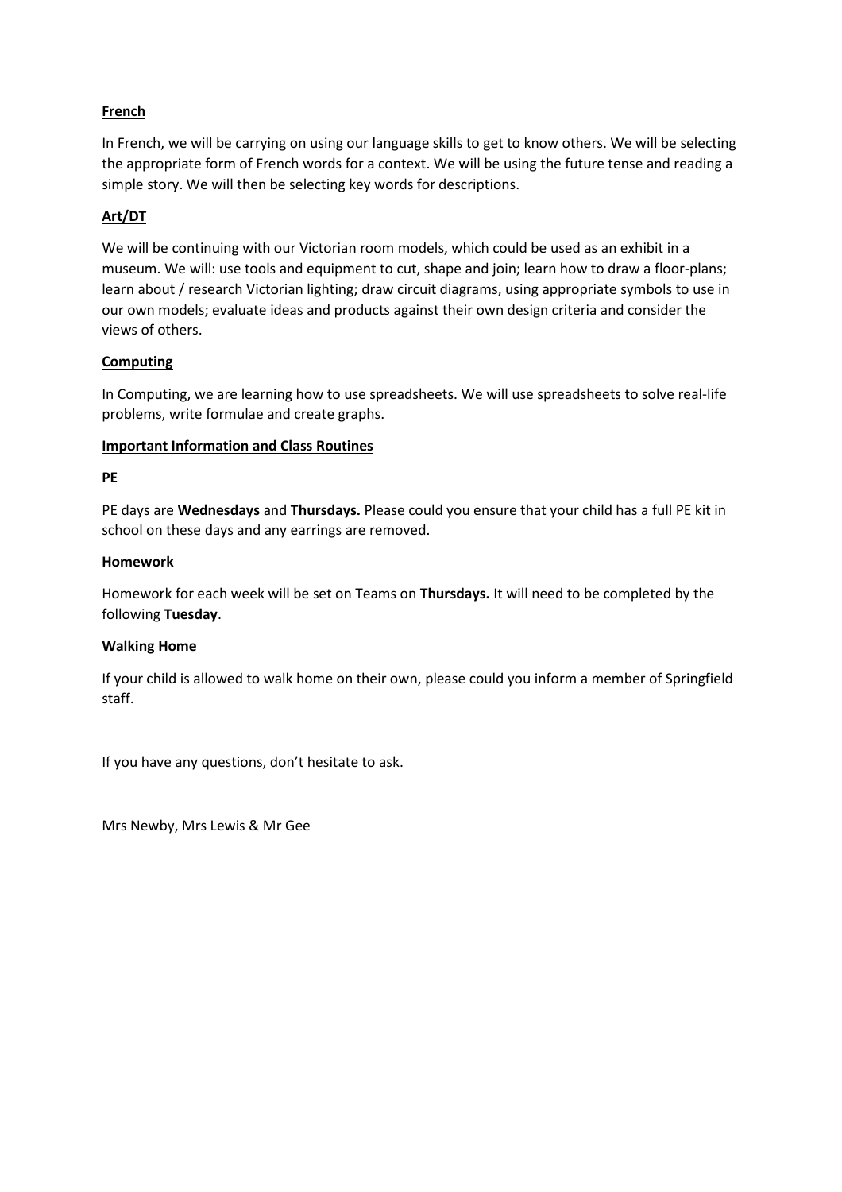## French

In French, we will be carrying on using our language skills to get to know others. We will be selecting the appropriate form of French words for a context. We will be using the future tense and reading a simple story. We will then be selecting key words for descriptions.

## Art/DT

We will be continuing with our Victorian room models, which could be used as an exhibit in a museum. We will: use tools and equipment to cut, shape and join; learn how to draw a floor-plans; learn about / research Victorian lighting; draw circuit diagrams, using appropriate symbols to use in our own models; evaluate ideas and products against their own design criteria and consider the views of others.

## Computing

In Computing, we are learning how to use spreadsheets. We will use spreadsheets to solve real-life problems, write formulae and create graphs.

## Important Information and Class Routines

### PE

PE days are **Wednesdays** and **Thursdays.** Please could you ensure that your child has a full PE kit in school on these days and any earrings are removed.

### Homework

Homework for each week will be set on Teams on **Thursdays.** It will need to be completed by the following **Tuesday**.

### Walking Home

If your child is allowed to walk home on their own, please could you inform a member of Springfield staff.

If you have any questions, don't hesitate to ask.

Mrs Newby, Mrs Lewis & Mr Gee